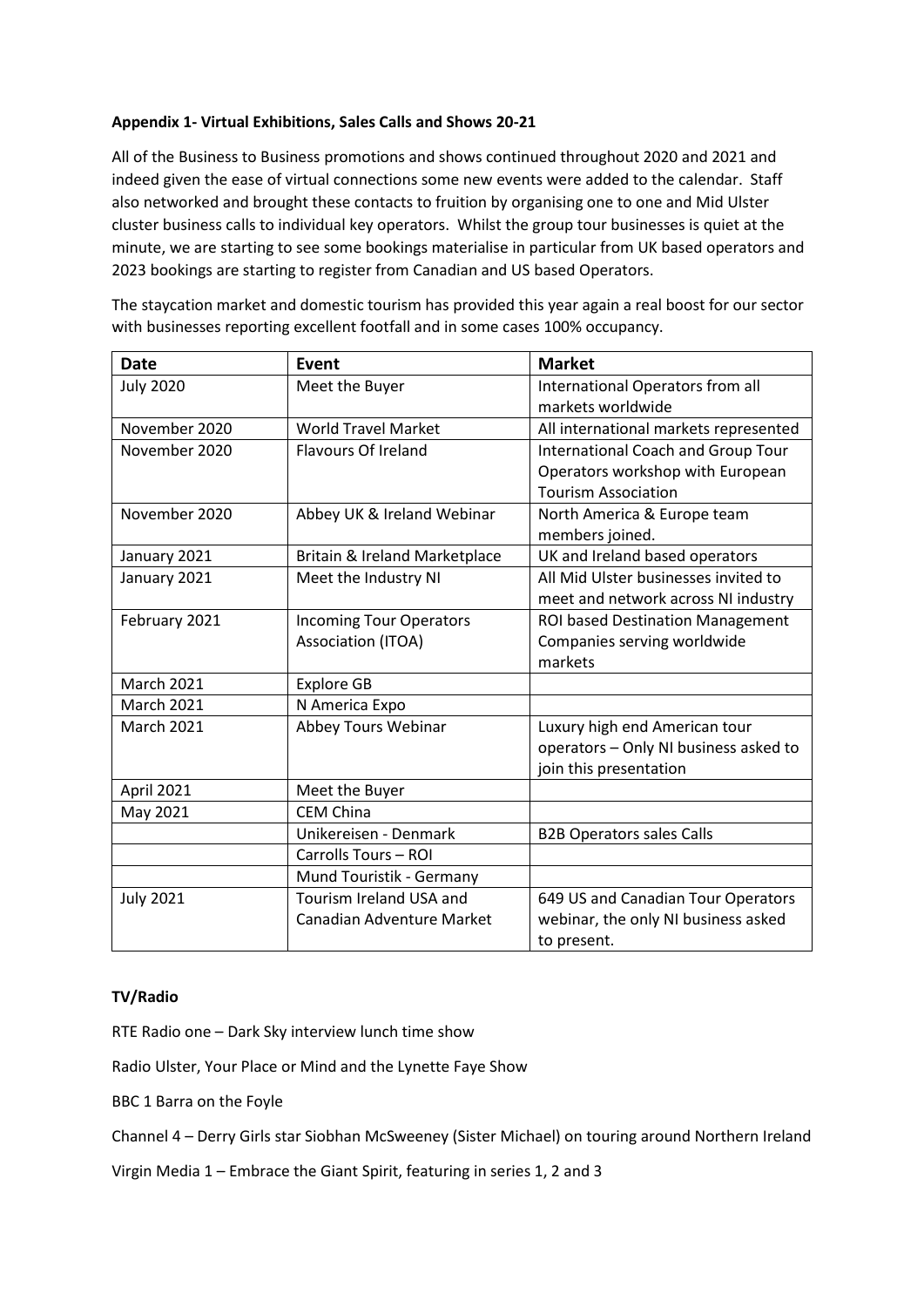**Appendix 1- Virtual Exhibitions, Sales Calls and Shows 20-21**

All of the Business to Business promotions and shows continued throughout 2020 and 2021 and indeed given the ease of virtual connections some new events were added to the calendar. Staff also networked and brought these contacts to fruition by organising one to one and Mid Ulster cluster business calls to individual key operators. Whilst the group tour businesses is quiet at the minute, we are starting to see some bookings materialise in particular from UK based operators and 2023 bookings are starting to register from Canadian and US based Operators.

The staycation market and domestic tourism has provided this year again a real boost for our sector with businesses reporting excellent footfall and in some cases 100% occupancy.

| Date | Event | Market |
|---|---|---|
| July 2020 | Meet the Buyer | International Operators from all markets worldwide |
| November 2020 | World Travel Market | All international markets represented |
| November 2020 | Flavours Of Ireland | International Coach and Group Tour Operators workshop with European Tourism Association |
| November 2020 | Abbey UK & Ireland Webinar | North America & Europe team members joined. |
| January 2021 | Britain & Ireland Marketplace | UK and Ireland based operators |
| January 2021 | Meet the Industry NI | All Mid Ulster businesses invited to meet and network across NI industry |
| February 2021 | Incoming Tour Operators Association (ITOA) | ROI based Destination Management Companies serving worldwide markets |
| March 2021 | Explore GB | |
| March 2021 | N America Expo | |
| March 2021 | Abbey Tours Webinar | Luxury high end American tour operators – Only NI business asked to join this presentation |
| April 2021 | Meet the Buyer | |
| May 2021 | CEM China | |
| | Unikereisen - Denmark | B2B Operators sales Calls |
| | Carrolls Tours – ROI | |
| | Mund Touristik - Germany | |
| July 2021 | Tourism Ireland USA and Canadian Adventure Market | 649 US and Canadian Tour Operators webinar, the only NI business asked to present. |

**TV/Radio**

RTE Radio one – Dark Sky interview lunch time show

Radio Ulster, Your Place or Mind and the Lynette Faye Show

BBC 1 Barra on the Foyle

Channel 4 – Derry Girls star Siobhan McSweeney (Sister Michael) on touring around Northern Ireland

Virgin Media 1 – Embrace the Giant Spirit, featuring in series 1, 2 and 3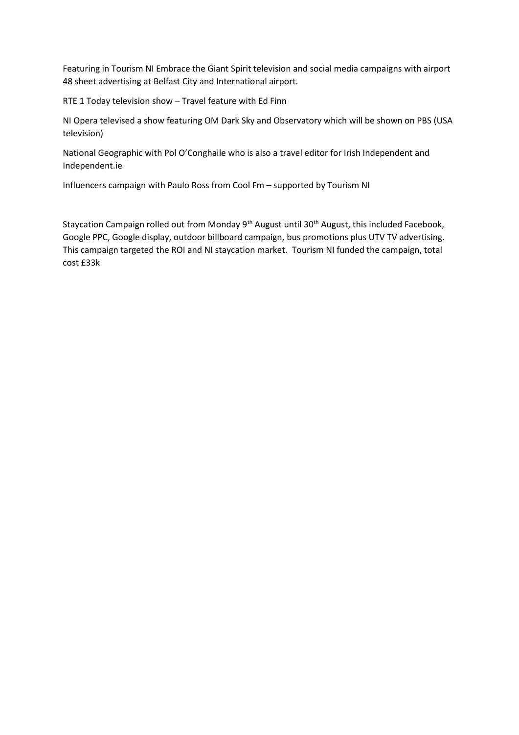Featuring in Tourism NI Embrace the Giant Spirit television and social media campaigns with airport 48 sheet advertising at Belfast City and International airport.

RTE 1 Today television show – Travel feature with Ed Finn

NI Opera televised a show featuring OM Dark Sky and Observatory which will be shown on PBS (USA television)

National Geographic with Pol O'Conghaile who is also a travel editor for Irish Independent and Independent.ie

Influencers campaign with Paulo Ross from Cool Fm – supported by Tourism NI

Staycation Campaign rolled out from Monday 9th August until 30th August, this included Facebook, Google PPC, Google display, outdoor billboard campaign, bus promotions plus UTV TV advertising. This campaign targeted the ROI and NI staycation market. Tourism NI funded the campaign, total cost £33k